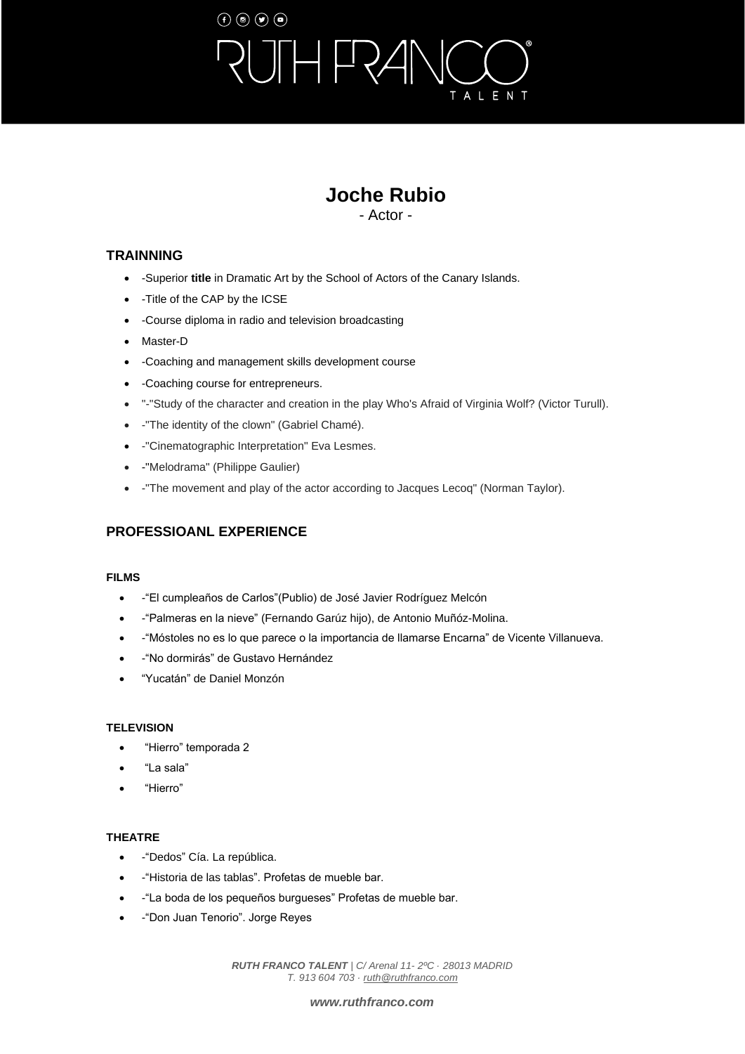# Joche Rubio

- Actor -

## TRAINNING

- -Superior **title** in Dramatic Art by the School of Actors of the Canary Islands.
- -Title of the CAP by the ICSE
- -Course diploma in radio and television broadcasting
- Master-D
- -Coaching and management skills development course
- -Coaching course for entrepreneurs.
- "-"Study of the character and creation in the play Who's Afraid of Virginia Wolf? (Victor Turull).
- -"The identity of the clown" (Gabriel Chamé).
- -"Cinematographic Interpretation" Eva Lesmes.
- -"Melodrama" (Philippe Gaulier)
- -"The movement and play of the actor according to Jacques Lecoq" (Norman Taylor).

## PROFESSIOANL EXPERIENCE

### FILMS

- -"El cumpleaños de Carlos"(Publio) de José Javier Rodríguez Melcón
- -"Palmeras en la nieve" (Fernando Garúz hijo), de Antonio Muñóz-Molina.
- -"Móstoles no es lo que parece o la importancia de llamarse Encarna" de Vicente Villanueva.
- -"No dormirás" de Gustavo Hernández
- "Yucatán" de Daniel Monzón

### TELEVISION

- "Hierro" temporada 2
- "La sala"
- "Hierro"

### THEATRE

- -"Dedos" Cía. La república.
- -"Historia de las tablas". Profetas de mueble bar.
- -"La boda de los pequeños burgueses" Profetas de mueble bar.
- -"Don Juan Tenorio". Jorge Reyes

***RUTH FRANCO TALENT** | C/ Arenal 11- 2ºC · 28013 MADRID*
*T. 913 604 703 · ruth@ruthfranco.com*

***www.ruthfranco.com***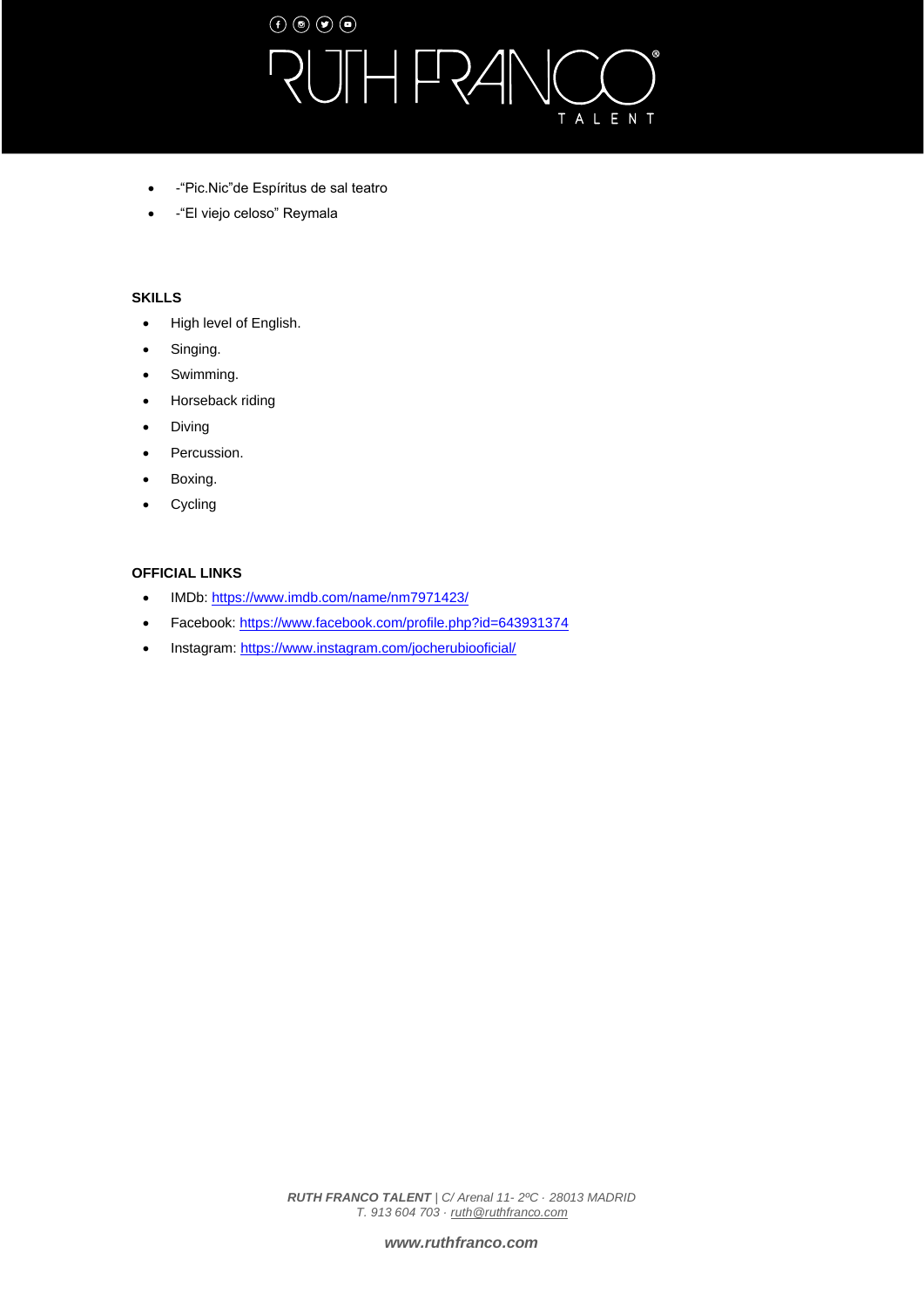- -"Pic.Nic"de Espíritus de sal teatro
- -"El viejo celoso" Reymala

**SKILLS**

- High level of English.
- Singing.
- Swimming.
- Horseback riding
- Diving
- Percussion.
- Boxing.
- Cycling

**OFFICIAL LINKS**

- IMDb: [https://www.imdb.com/name/nm7971423/](https://www.imdb.com/name/nm7971423/)
- Facebook: [https://www.facebook.com/profile.php?id=643931374](https://www.facebook.com/profile.php?id=643931374)
- Instagram: [https://www.instagram.com/jocherubiooficial/](https://www.instagram.com/jocherubiooficial/)